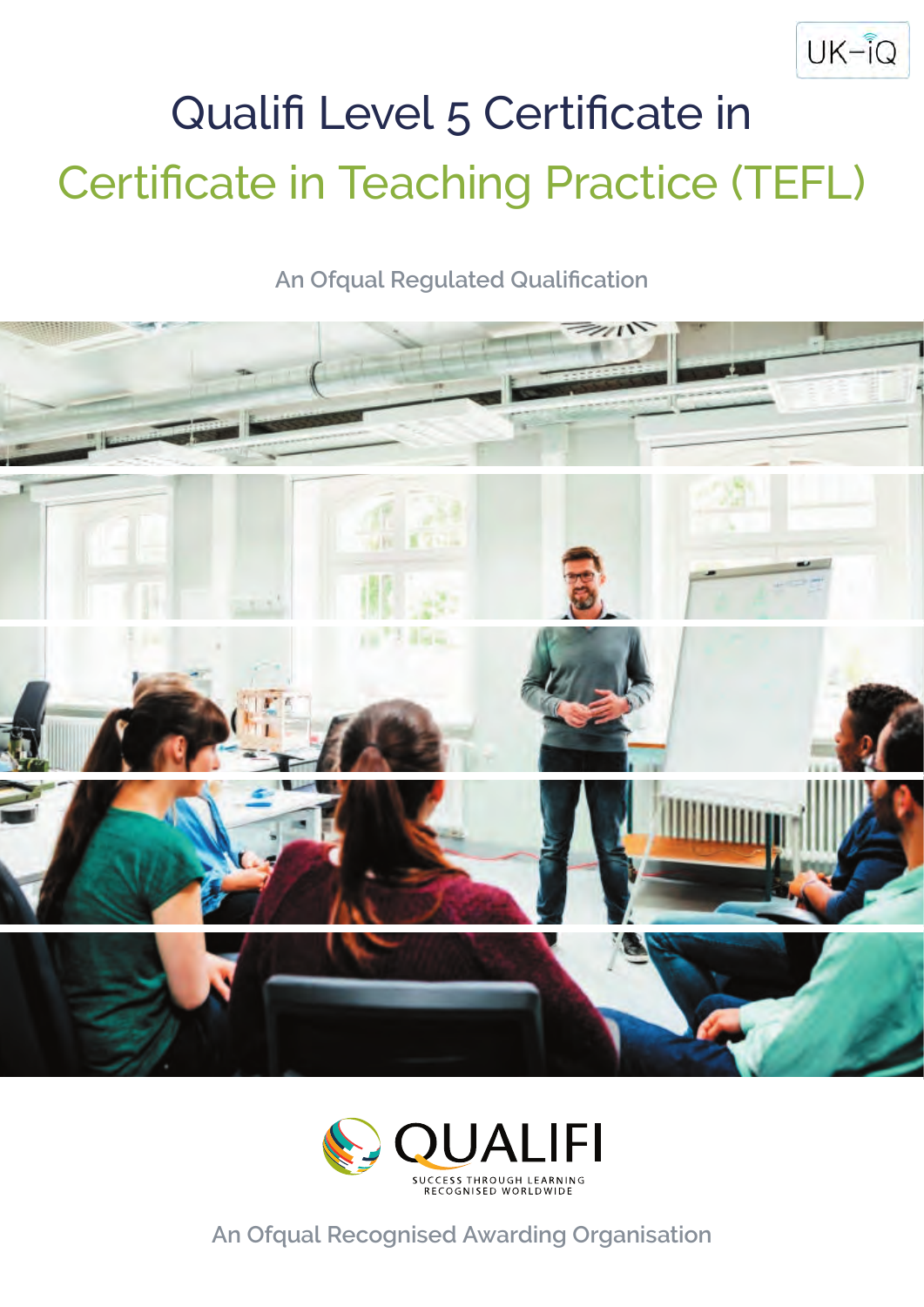UK-iQ

# Qualifi Level 5 Certificate in Certificate in Teaching Practice (TEFL)

An Ofqual Regulated Qualification

QUALIFI

SUCCESS THROUGH LEARNING
RECOGNISED WORLDWIDE

An Ofqual Recognised Awarding Organisation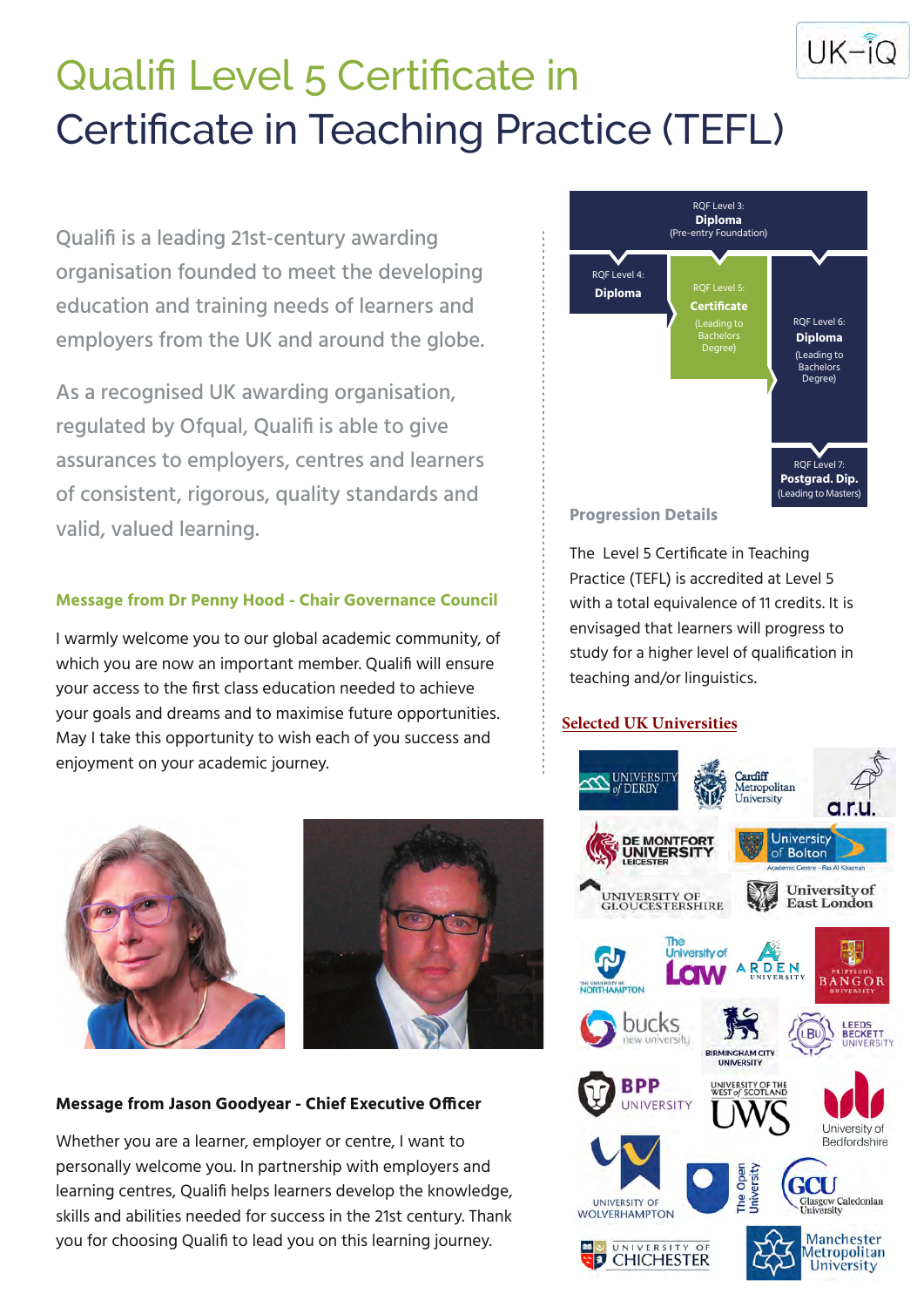# Qualifi Level 5 Certificate in Certificate in Teaching Practice (TEFL)

Qualifi is a leading 21st-century awarding organisation founded to meet the developing education and training needs of learners and employers from the UK and around the globe.

As a recognised UK awarding organisation, regulated by Ofqual, Qualifi is able to give assurances to employers, centres and learners of consistent, rigorous, quality standards and valid, valued learning.

### Message from Dr Penny Hood - Chair Governance Council

I warmly welcome you to our global academic community, of which you are now an important member. Qualifi will ensure your access to the first class education needed to achieve your goals and dreams and to maximise future opportunities. May I take this opportunity to wish each of you success and enjoyment on your academic journey.

### Message from Jason Goodyear - Chief Executive Officer

Whether you are a learner, employer or centre, I want to personally welcome you. In partnership with employers and learning centres, Qualifi helps learners develop the knowledge, skills and abilities needed for success in the 21st century. Thank you for choosing Qualifi to lead you on this learning journey.

RQF Level 3: **Diploma** (Pre-entry Foundation)

RQF Level 4: **Diploma**

RQF Level 5: **Certificate** (Leading to Bachelors Degree)

RQF Level 6: **Diploma** (Leading to Bachelors Degree)

RQF Level 7: **Postgrad. Dip.** (Leading to Masters)

### Progression Details

The Level 5 Certificate in Teaching Practice (TEFL) is accredited at Level 5 with a total equivalence of 11 credits. It is envisaged that learners will progress to study for a higher level of qualification in teaching and/or linguistics.

### Selected UK Universities

University of Derby, Cardiff Metropolitan University, a.r.u., De Montfort University Leicester, University of Bolton, University of Gloucestershire, University of East London, The University of Northampton, The University of Law, Arden University, Bangor University, Bucks New University, Birmingham City University, Leeds Beckett University, BPP University, University of the West of Scotland (UWS), University of Bedfordshire, University of Wolverhampton, The Open University, Glasgow Caledonian University (GCU), University of Chichester, Manchester Metropolitan University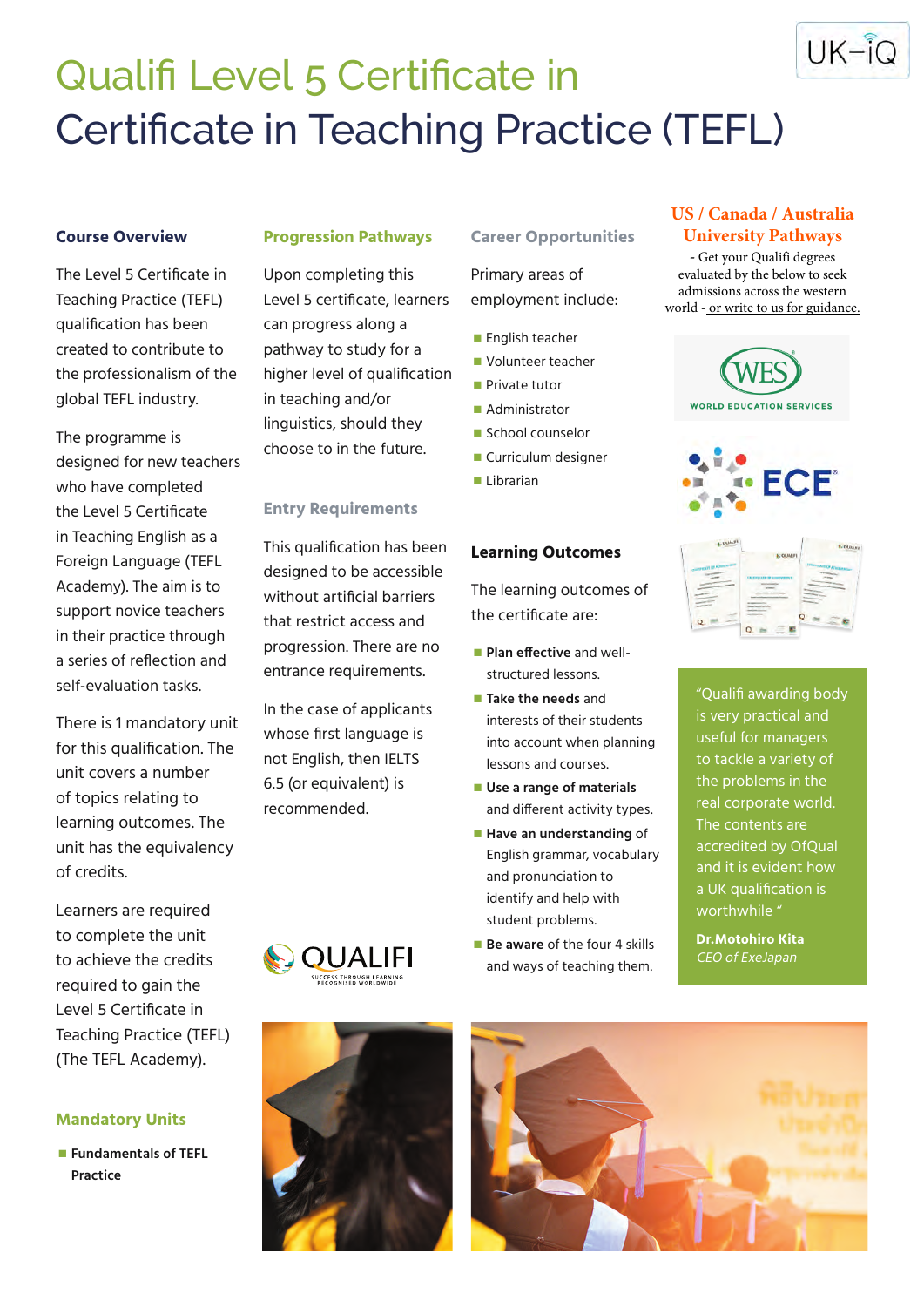# Qualifi Level 5 Certificate in Certificate in Teaching Practice (TEFL)

## Course Overview

The Level 5 Certificate in Teaching Practice (TEFL) qualification has been created to contribute to the professionalism of the global TEFL industry.

The programme is designed for new teachers who have completed the Level 5 Certificate in Teaching English as a Foreign Language (TEFL Academy). The aim is to support novice teachers in their practice through a series of reflection and self-evaluation tasks.

There is 1 mandatory unit for this qualification. The unit covers a number of topics relating to learning outcomes. The unit has the equivalency of credits.

Learners are required to complete the unit to achieve the credits required to gain the Level 5 Certificate in Teaching Practice (TEFL) (The TEFL Academy).

## Mandatory Units

- **Fundamentals of TEFL Practice**

## Progression Pathways

Upon completing this Level 5 certificate, learners can progress along a pathway to study for a higher level of qualification in teaching and/or linguistics, should they choose to in the future.

## Entry Requirements

This qualification has been designed to be accessible without artificial barriers that restrict access and progression. There are no entrance requirements.

In the case of applicants whose first language is not English, then IELTS 6.5 (or equivalent) is recommended.

## Career Opportunities

Primary areas of employment include:

- English teacher
- Volunteer teacher
- Private tutor
- Administrator
- School counselor
- Curriculum designer
- Librarian

## Learning Outcomes

The learning outcomes of the certificate are:

- **Plan effective** and well-structured lessons.
- **Take the needs** and interests of their students into account when planning lessons and courses.
- **Use a range of materials** and different activity types.
- **Have an understanding** of English grammar, vocabulary and pronunciation to identify and help with student problems.
- **Be aware** of the four 4 skills and ways of teaching them.

## US / Canada / Australia University Pathways

- Get your Qualifi degrees evaluated by the below to seek admissions across the western world - or write to us for guidance.

WES WORLD EDUCATION SERVICES

ECE

"Qualifi awarding body is very practical and useful for managers to tackle a variety of the problems in the real corporate world. The contents are accredited by OfQual and it is evident how a UK qualification is worthwhile "

**Dr.Motohiro Kita**
*CEO of ExeJapan*

QUALIFI — SUCCESS THROUGH LEARNING RECOGNISED WORLDWIDE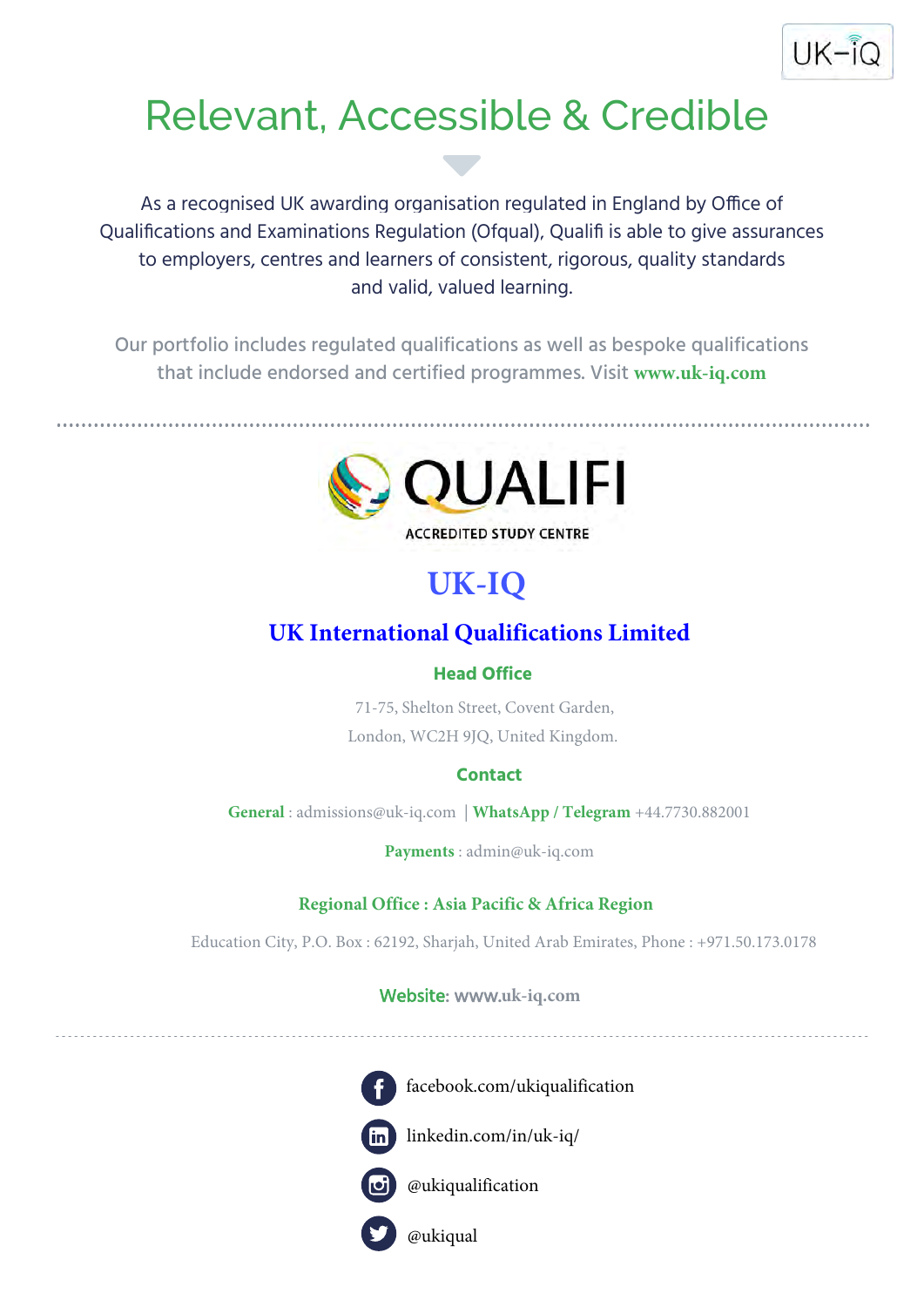UK-iQ

# Relevant, Accessible & Credible

As a recognised UK awarding organisation regulated in England by Office of Qualifications and Examinations Regulation (Ofqual), Qualifi is able to give assurances to employers, centres and learners of consistent, rigorous, quality standards and valid, valued learning.

Our portfolio includes regulated qualifications as well as bespoke qualifications that include endorsed and certified programmes. Visit **www.uk-iq.com**

---

QUALIFI
ACCREDITED STUDY CENTRE

# UK-IQ

## UK International Qualifications Limited

### Head Office

71-75, Shelton Street, Covent Garden,
London, WC2H 9JQ, United Kingdom.

### Contact

**General** : admissions@uk-iq.com | **WhatsApp / Telegram** +44.7730.882001

**Payments** : admin@uk-iq.com

### Regional Office : Asia Pacific & Africa Region

Education City, P.O. Box : 62192, Sharjah, United Arab Emirates, Phone : +971.50.173.0178

**Website**: www.uk-iq.com

---

facebook.com/ukiqualification

linkedin.com/in/uk-iq/

@ukiqualification

@ukiqual